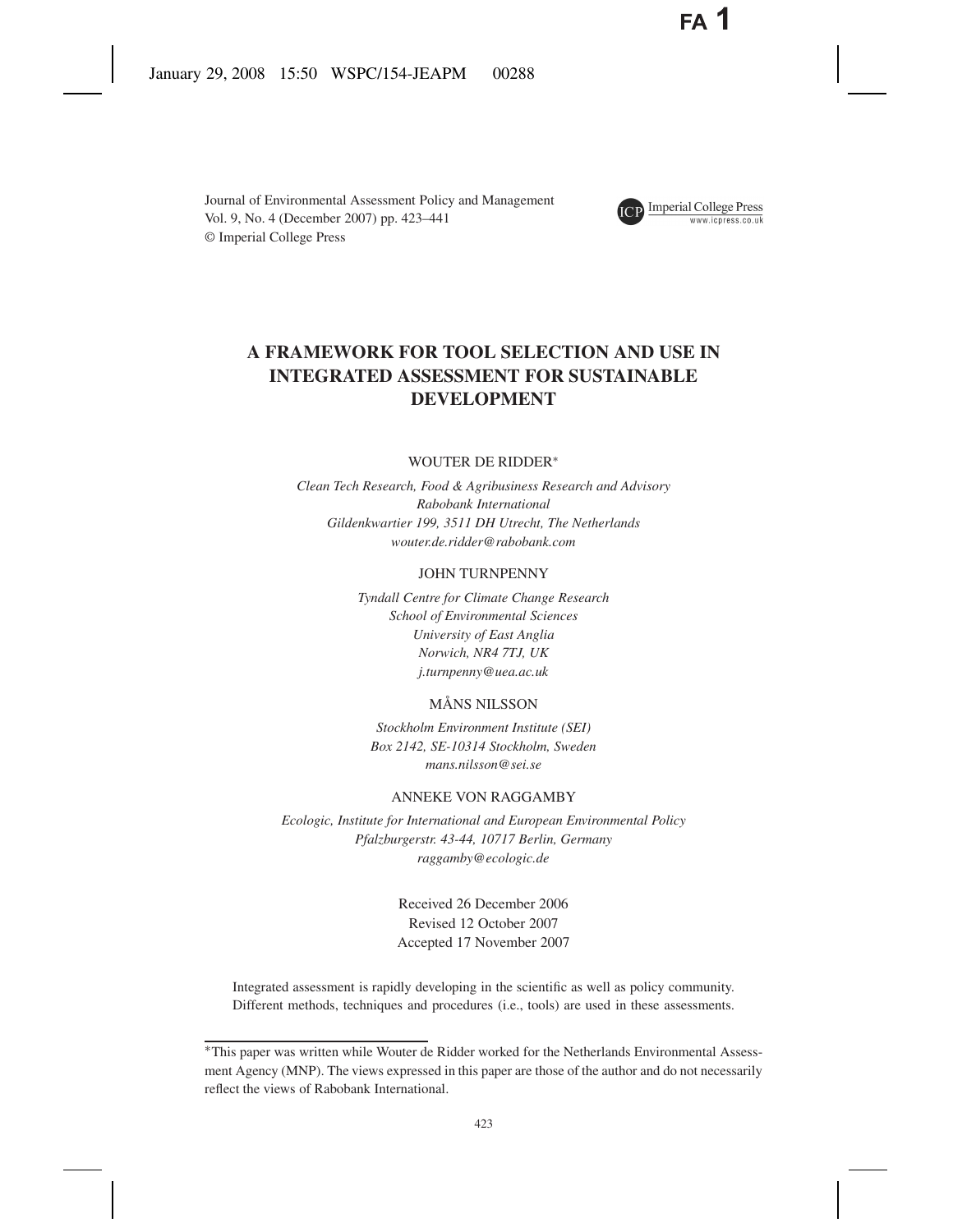Journal of Environmental Assessment Policy and Management
Vol. 9, No. 4 (December 2007) pp. 423–441
© Imperial College Press

# A FRAMEWORK FOR TOOL SELECTION AND USE IN INTEGRATED ASSESSMENT FOR SUSTAINABLE DEVELOPMENT

WOUTER DE RIDDER*

*Clean Tech Research, Food & Agribusiness Research and Advisory*
*Rabobank International*
*Gildenkwartier 199, 3511 DH Utrecht, The Netherlands*
*wouter.de.ridder@rabobank.com*

JOHN TURNPENNY

*Tyndall Centre for Climate Change Research*
*School of Environmental Sciences*
*University of East Anglia*
*Norwich, NR4 7TJ, UK*
*j.turnpenny@uea.ac.uk*

MÅNS NILSSON

*Stockholm Environment Institute (SEI)*
*Box 2142, SE-10314 Stockholm, Sweden*
*mans.nilsson@sei.se*

ANNEKE VON RAGGAMBY

*Ecologic, Institute for International and European Environmental Policy*
*Pfalzburgerstr. 43-44, 10717 Berlin, Germany*
*raggamby@ecologic.de*

Received 26 December 2006
Revised 12 October 2007
Accepted 17 November 2007

Integrated assessment is rapidly developing in the scientific as well as policy community. Different methods, techniques and procedures (i.e., tools) are used in these assessments.

*This paper was written while Wouter de Ridder worked for the Netherlands Environmental Assessment Agency (MNP). The views expressed in this paper are those of the author and do not necessarily reflect the views of Rabobank International.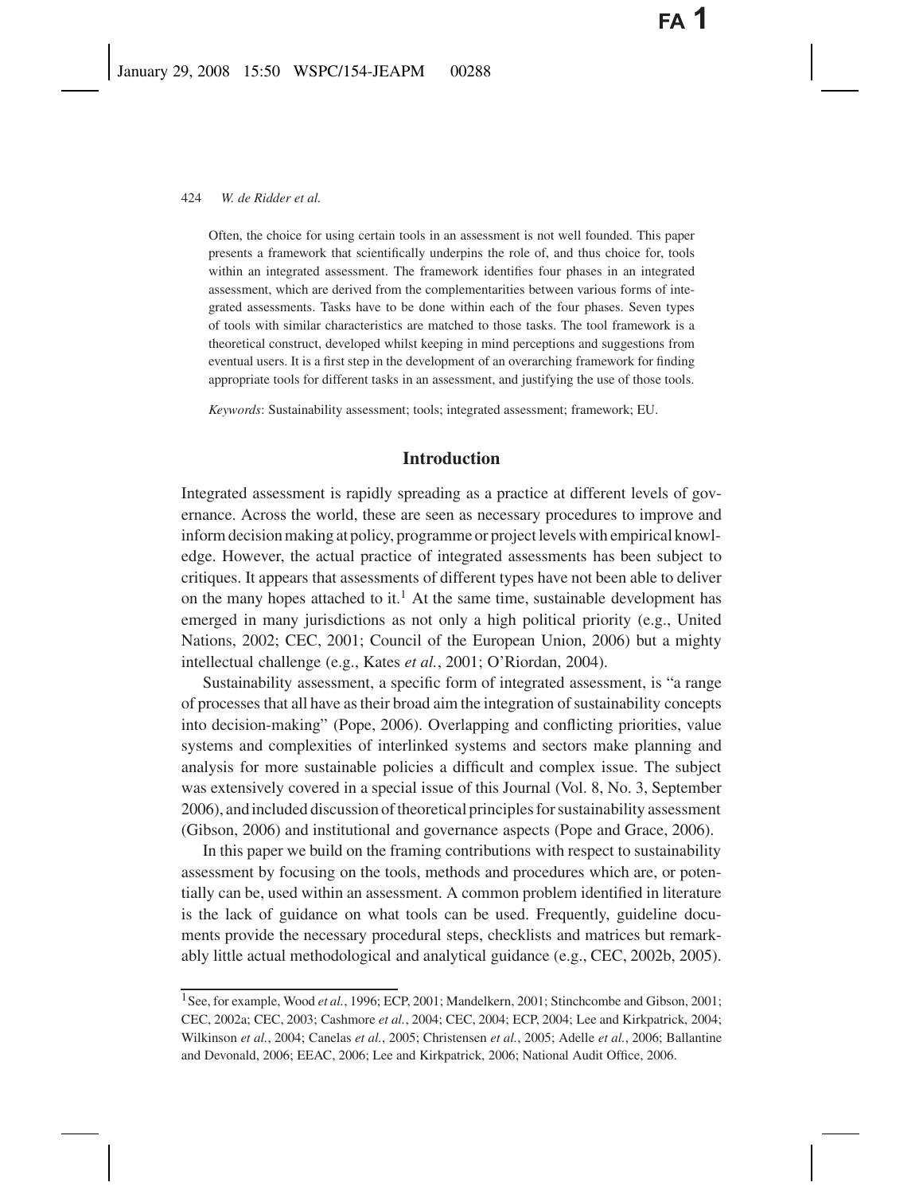Often, the choice for using certain tools in an assessment is not well founded. This paper presents a framework that scientifically underpins the role of, and thus choice for, tools within an integrated assessment. The framework identifies four phases in an integrated assessment, which are derived from the complementarities between various forms of integrated assessments. Tasks have to be done within each of the four phases. Seven types of tools with similar characteristics are matched to those tasks. The tool framework is a theoretical construct, developed whilst keeping in mind perceptions and suggestions from eventual users. It is a first step in the development of an overarching framework for finding appropriate tools for different tasks in an assessment, and justifying the use of those tools.

*Keywords*: Sustainability assessment; tools; integrated assessment; framework; EU.

## Introduction

Integrated assessment is rapidly spreading as a practice at different levels of governance. Across the world, these are seen as necessary procedures to improve and inform decision making at policy, programme or project levels with empirical knowledge. However, the actual practice of integrated assessments has been subject to critiques. It appears that assessments of different types have not been able to deliver on the many hopes attached to it.[1] At the same time, sustainable development has emerged in many jurisdictions as not only a high political priority (e.g., United Nations, 2002; CEC, 2001; Council of the European Union, 2006) but a mighty intellectual challenge (e.g., Kates *et al.*, 2001; O'Riordan, 2004).

Sustainability assessment, a specific form of integrated assessment, is "a range of processes that all have as their broad aim the integration of sustainability concepts into decision-making" (Pope, 2006). Overlapping and conflicting priorities, value systems and complexities of interlinked systems and sectors make planning and analysis for more sustainable policies a difficult and complex issue. The subject was extensively covered in a special issue of this Journal (Vol. 8, No. 3, September 2006), and included discussion of theoretical principles for sustainability assessment (Gibson, 2006) and institutional and governance aspects (Pope and Grace, 2006).

In this paper we build on the framing contributions with respect to sustainability assessment by focusing on the tools, methods and procedures which are, or potentially can be, used within an assessment. A common problem identified in literature is the lack of guidance on what tools can be used. Frequently, guideline documents provide the necessary procedural steps, checklists and matrices but remarkably little actual methodological and analytical guidance (e.g., CEC, 2002b, 2005).

[1] See, for example, Wood *et al.*, 1996; ECP, 2001; Mandelkern, 2001; Stinchcombe and Gibson, 2001; CEC, 2002a; CEC, 2003; Cashmore *et al.*, 2004; CEC, 2004; ECP, 2004; Lee and Kirkpatrick, 2004; Wilkinson *et al.*, 2004; Canelas *et al.*, 2005; Christensen *et al.*, 2005; Adelle *et al.*, 2006; Ballantine and Devonald, 2006; EEAC, 2006; Lee and Kirkpatrick, 2006; National Audit Office, 2006.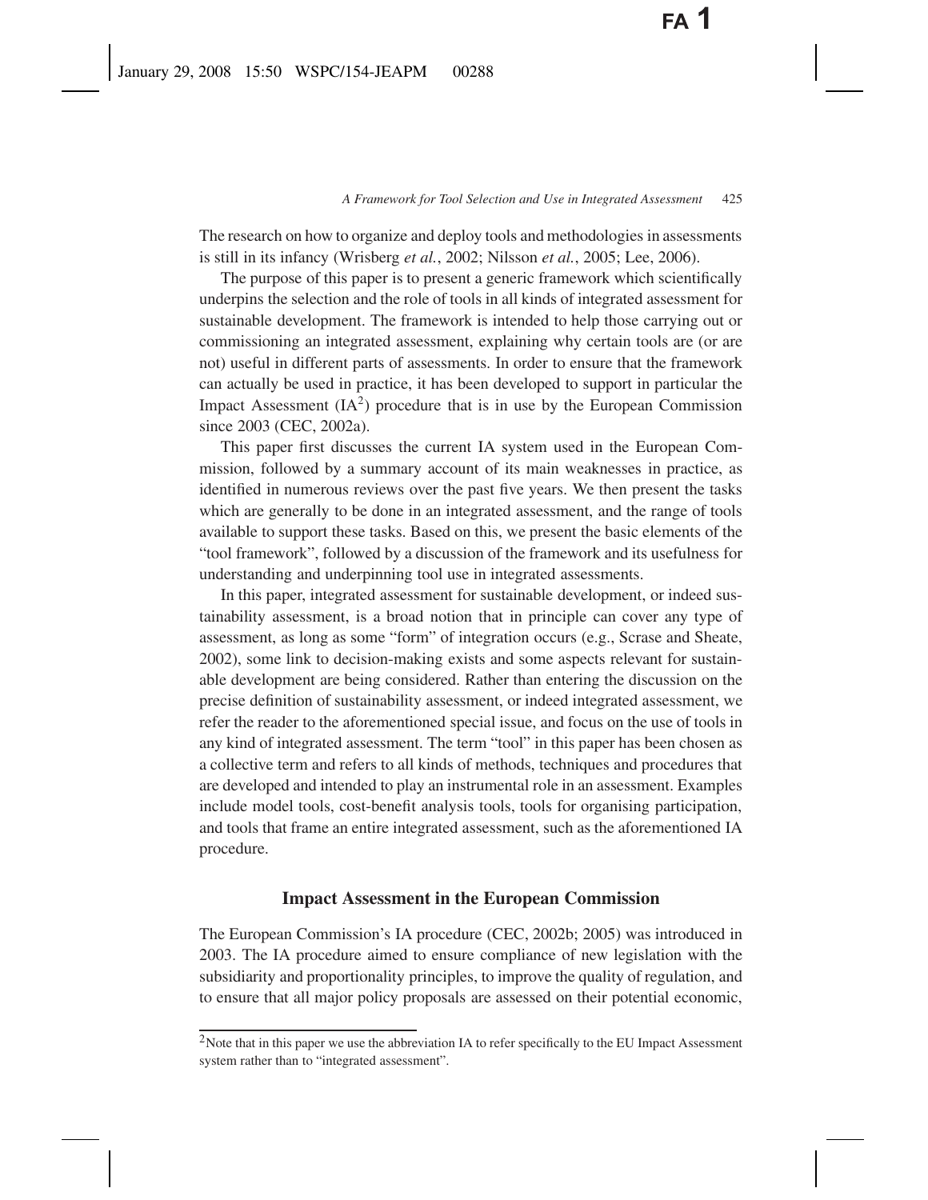The research on how to organize and deploy tools and methodologies in assessments is still in its infancy (Wrisberg *et al.*, 2002; Nilsson *et al.*, 2005; Lee, 2006).

The purpose of this paper is to present a generic framework which scientifically underpins the selection and the role of tools in all kinds of integrated assessment for sustainable development. The framework is intended to help those carrying out or commissioning an integrated assessment, explaining why certain tools are (or are not) useful in different parts of assessments. In order to ensure that the framework can actually be used in practice, it has been developed to support in particular the Impact Assessment (IA[2]) procedure that is in use by the European Commission since 2003 (CEC, 2002a).

This paper first discusses the current IA system used in the European Commission, followed by a summary account of its main weaknesses in practice, as identified in numerous reviews over the past five years. We then present the tasks which are generally to be done in an integrated assessment, and the range of tools available to support these tasks. Based on this, we present the basic elements of the "tool framework", followed by a discussion of the framework and its usefulness for understanding and underpinning tool use in integrated assessments.

In this paper, integrated assessment for sustainable development, or indeed sustainability assessment, is a broad notion that in principle can cover any type of assessment, as long as some "form" of integration occurs (e.g., Scrase and Sheate, 2002), some link to decision-making exists and some aspects relevant for sustainable development are being considered. Rather than entering the discussion on the precise definition of sustainability assessment, or indeed integrated assessment, we refer the reader to the aforementioned special issue, and focus on the use of tools in any kind of integrated assessment. The term "tool" in this paper has been chosen as a collective term and refers to all kinds of methods, techniques and procedures that are developed and intended to play an instrumental role in an assessment. Examples include model tools, cost-benefit analysis tools, tools for organising participation, and tools that frame an entire integrated assessment, such as the aforementioned IA procedure.

## Impact Assessment in the European Commission

The European Commission's IA procedure (CEC, 2002b; 2005) was introduced in 2003. The IA procedure aimed to ensure compliance of new legislation with the subsidiarity and proportionality principles, to improve the quality of regulation, and to ensure that all major policy proposals are assessed on their potential economic,

[2]Note that in this paper we use the abbreviation IA to refer specifically to the EU Impact Assessment system rather than to "integrated assessment".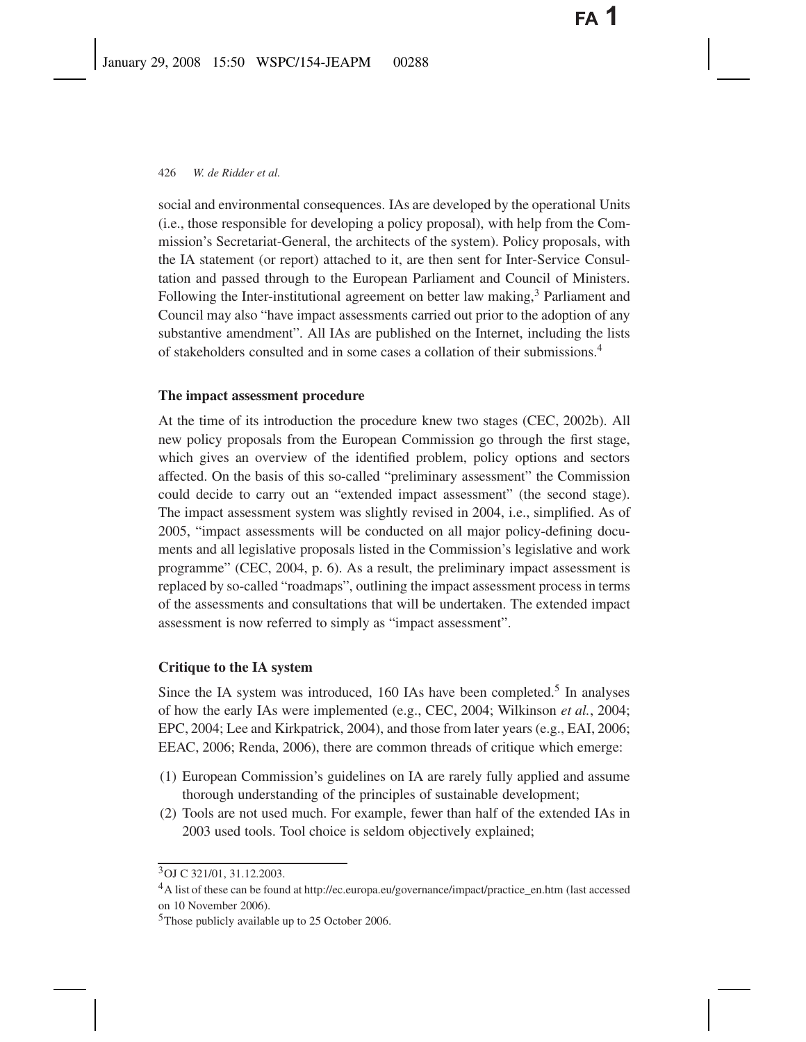social and environmental consequences. IAs are developed by the operational Units (i.e., those responsible for developing a policy proposal), with help from the Commission's Secretariat-General, the architects of the system). Policy proposals, with the IA statement (or report) attached to it, are then sent for Inter-Service Consultation and passed through to the European Parliament and Council of Ministers. Following the Inter-institutional agreement on better law making,[3] Parliament and Council may also "have impact assessments carried out prior to the adoption of any substantive amendment". All IAs are published on the Internet, including the lists of stakeholders consulted and in some cases a collation of their submissions.[4]

### The impact assessment procedure

At the time of its introduction the procedure knew two stages (CEC, 2002b). All new policy proposals from the European Commission go through the first stage, which gives an overview of the identified problem, policy options and sectors affected. On the basis of this so-called "preliminary assessment" the Commission could decide to carry out an "extended impact assessment" (the second stage). The impact assessment system was slightly revised in 2004, i.e., simplified. As of 2005, "impact assessments will be conducted on all major policy-defining documents and all legislative proposals listed in the Commission's legislative and work programme" (CEC, 2004, p. 6). As a result, the preliminary impact assessment is replaced by so-called "roadmaps", outlining the impact assessment process in terms of the assessments and consultations that will be undertaken. The extended impact assessment is now referred to simply as "impact assessment".

### Critique to the IA system

Since the IA system was introduced, 160 IAs have been completed.[5] In analyses of how the early IAs were implemented (e.g., CEC, 2004; Wilkinson *et al.*, 2004; EPC, 2004; Lee and Kirkpatrick, 2004), and those from later years (e.g., EAI, 2006; EEAC, 2006; Renda, 2006), there are common threads of critique which emerge:

(1) European Commission's guidelines on IA are rarely fully applied and assume thorough understanding of the principles of sustainable development;
(2) Tools are not used much. For example, fewer than half of the extended IAs in 2003 used tools. Tool choice is seldom objectively explained;

---

[3] OJ C 321/01, 31.12.2003.

[4] A list of these can be found at http://ec.europa.eu/governance/impact/practice_en.htm (last accessed on 10 November 2006).

[5] Those publicly available up to 25 October 2006.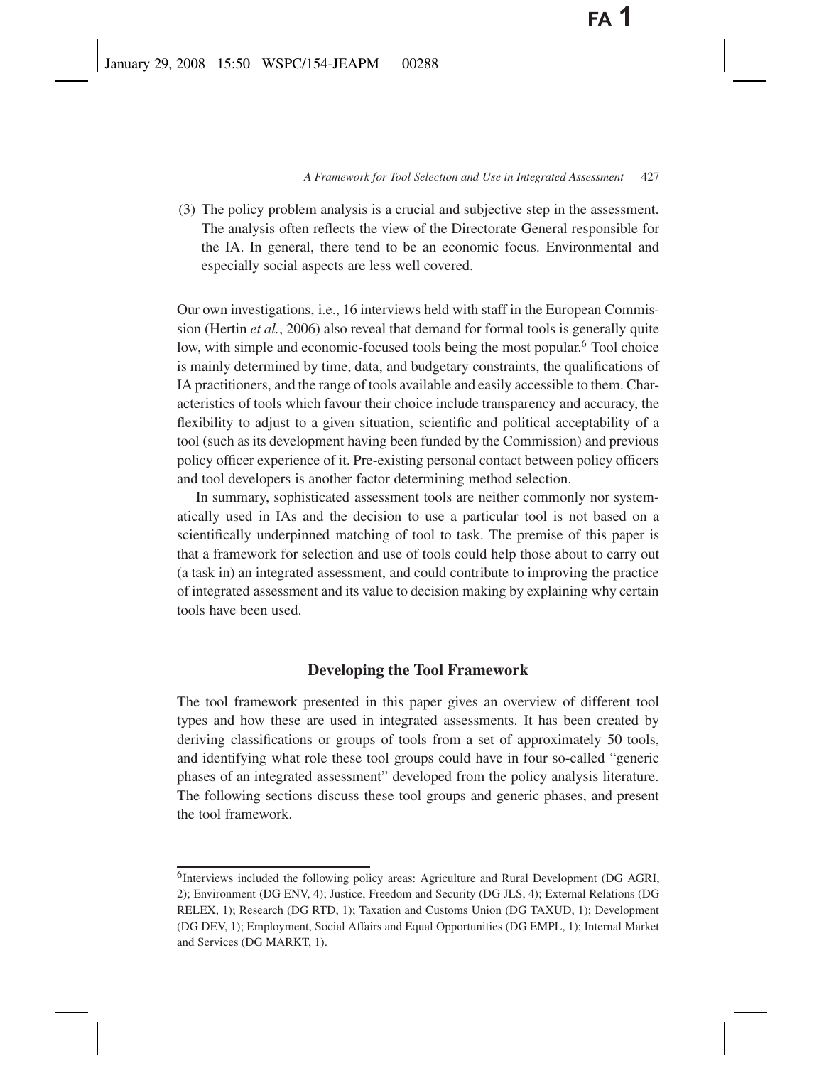(3) The policy problem analysis is a crucial and subjective step in the assessment. The analysis often reflects the view of the Directorate General responsible for the IA. In general, there tend to be an economic focus. Environmental and especially social aspects are less well covered.

Our own investigations, i.e., 16 interviews held with staff in the European Commission (Hertin *et al.*, 2006) also reveal that demand for formal tools is generally quite low, with simple and economic-focused tools being the most popular.[6] Tool choice is mainly determined by time, data, and budgetary constraints, the qualifications of IA practitioners, and the range of tools available and easily accessible to them. Characteristics of tools which favour their choice include transparency and accuracy, the flexibility to adjust to a given situation, scientific and political acceptability of a tool (such as its development having been funded by the Commission) and previous policy officer experience of it. Pre-existing personal contact between policy officers and tool developers is another factor determining method selection.

In summary, sophisticated assessment tools are neither commonly nor systematically used in IAs and the decision to use a particular tool is not based on a scientifically underpinned matching of tool to task. The premise of this paper is that a framework for selection and use of tools could help those about to carry out (a task in) an integrated assessment, and could contribute to improving the practice of integrated assessment and its value to decision making by explaining why certain tools have been used.

## Developing the Tool Framework

The tool framework presented in this paper gives an overview of different tool types and how these are used in integrated assessments. It has been created by deriving classifications or groups of tools from a set of approximately 50 tools, and identifying what role these tool groups could have in four so-called "generic phases of an integrated assessment" developed from the policy analysis literature. The following sections discuss these tool groups and generic phases, and present the tool framework.

[6] Interviews included the following policy areas: Agriculture and Rural Development (DG AGRI, 2); Environment (DG ENV, 4); Justice, Freedom and Security (DG JLS, 4); External Relations (DG RELEX, 1); Research (DG RTD, 1); Taxation and Customs Union (DG TAXUD, 1); Development (DG DEV, 1); Employment, Social Affairs and Equal Opportunities (DG EMPL, 1); Internal Market and Services (DG MARKT, 1).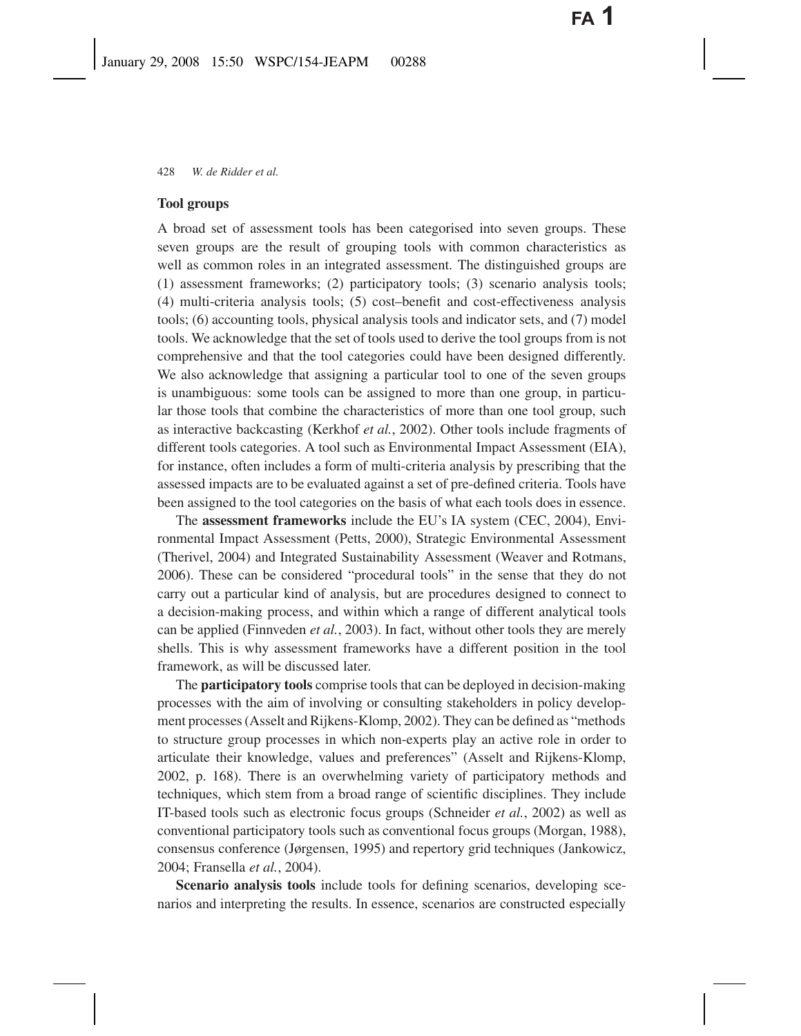### Tool groups

A broad set of assessment tools has been categorised into seven groups. These seven groups are the result of grouping tools with common characteristics as well as common roles in an integrated assessment. The distinguished groups are (1) assessment frameworks; (2) participatory tools; (3) scenario analysis tools; (4) multi-criteria analysis tools; (5) cost–benefit and cost-effectiveness analysis tools; (6) accounting tools, physical analysis tools and indicator sets, and (7) model tools. We acknowledge that the set of tools used to derive the tool groups from is not comprehensive and that the tool categories could have been designed differently. We also acknowledge that assigning a particular tool to one of the seven groups is unambiguous: some tools can be assigned to more than one group, in particular those tools that combine the characteristics of more than one tool group, such as interactive backcasting (Kerkhof *et al.*, 2002). Other tools include fragments of different tools categories. A tool such as Environmental Impact Assessment (EIA), for instance, often includes a form of multi-criteria analysis by prescribing that the assessed impacts are to be evaluated against a set of pre-defined criteria. Tools have been assigned to the tool categories on the basis of what each tools does in essence.

The **assessment frameworks** include the EU's IA system (CEC, 2004), Environmental Impact Assessment (Petts, 2000), Strategic Environmental Assessment (Therivel, 2004) and Integrated Sustainability Assessment (Weaver and Rotmans, 2006). These can be considered "procedural tools" in the sense that they do not carry out a particular kind of analysis, but are procedures designed to connect to a decision-making process, and within which a range of different analytical tools can be applied (Finnveden *et al.*, 2003). In fact, without other tools they are merely shells. This is why assessment frameworks have a different position in the tool framework, as will be discussed later.

The **participatory tools** comprise tools that can be deployed in decision-making processes with the aim of involving or consulting stakeholders in policy development processes (Asselt and Rijkens-Klomp, 2002). They can be defined as "methods to structure group processes in which non-experts play an active role in order to articulate their knowledge, values and preferences" (Asselt and Rijkens-Klomp, 2002, p. 168). There is an overwhelming variety of participatory methods and techniques, which stem from a broad range of scientific disciplines. They include IT-based tools such as electronic focus groups (Schneider *et al.*, 2002) as well as conventional participatory tools such as conventional focus groups (Morgan, 1988), consensus conference (Jørgensen, 1995) and repertory grid techniques (Jankowicz, 2004; Fransella *et al.*, 2004).

**Scenario analysis tools** include tools for defining scenarios, developing scenarios and interpreting the results. In essence, scenarios are constructed especially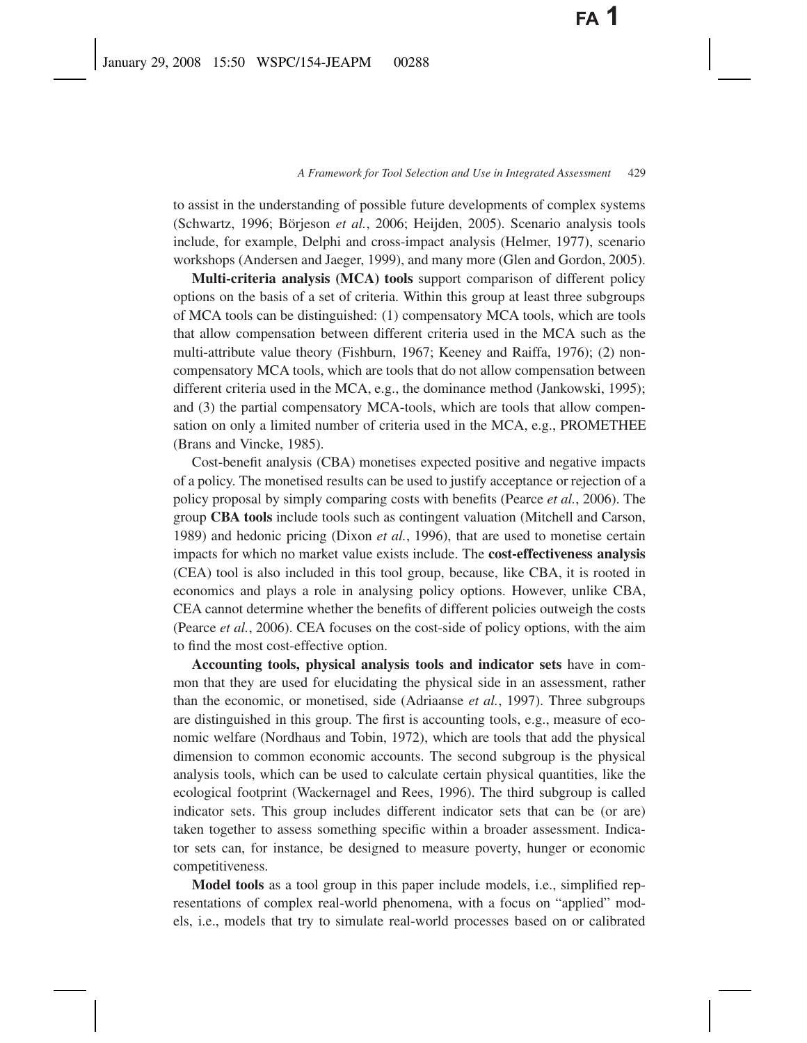to assist in the understanding of possible future developments of complex systems (Schwartz, 1996; Börjeson *et al.*, 2006; Heijden, 2005). Scenario analysis tools include, for example, Delphi and cross-impact analysis (Helmer, 1977), scenario workshops (Andersen and Jaeger, 1999), and many more (Glen and Gordon, 2005).

**Multi-criteria analysis (MCA) tools** support comparison of different policy options on the basis of a set of criteria. Within this group at least three subgroups of MCA tools can be distinguished: (1) compensatory MCA tools, which are tools that allow compensation between different criteria used in the MCA such as the multi-attribute value theory (Fishburn, 1967; Keeney and Raiffa, 1976); (2) non-compensatory MCA tools, which are tools that do not allow compensation between different criteria used in the MCA, e.g., the dominance method (Jankowski, 1995); and (3) the partial compensatory MCA-tools, which are tools that allow compensation on only a limited number of criteria used in the MCA, e.g., PROMETHEE (Brans and Vincke, 1985).

Cost-benefit analysis (CBA) monetises expected positive and negative impacts of a policy. The monetised results can be used to justify acceptance or rejection of a policy proposal by simply comparing costs with benefits (Pearce *et al.*, 2006). The group **CBA tools** include tools such as contingent valuation (Mitchell and Carson, 1989) and hedonic pricing (Dixon *et al.*, 1996), that are used to monetise certain impacts for which no market value exists include. The **cost-effectiveness analysis** (CEA) tool is also included in this tool group, because, like CBA, it is rooted in economics and plays a role in analysing policy options. However, unlike CBA, CEA cannot determine whether the benefits of different policies outweigh the costs (Pearce *et al.*, 2006). CEA focuses on the cost-side of policy options, with the aim to find the most cost-effective option.

**Accounting tools, physical analysis tools and indicator sets** have in common that they are used for elucidating the physical side in an assessment, rather than the economic, or monetised, side (Adriaanse *et al.*, 1997). Three subgroups are distinguished in this group. The first is accounting tools, e.g., measure of economic welfare (Nordhaus and Tobin, 1972), which are tools that add the physical dimension to common economic accounts. The second subgroup is the physical analysis tools, which can be used to calculate certain physical quantities, like the ecological footprint (Wackernagel and Rees, 1996). The third subgroup is called indicator sets. This group includes different indicator sets that can be (or are) taken together to assess something specific within a broader assessment. Indicator sets can, for instance, be designed to measure poverty, hunger or economic competitiveness.

**Model tools** as a tool group in this paper include models, i.e., simplified representations of complex real-world phenomena, with a focus on "applied" models, i.e., models that try to simulate real-world processes based on or calibrated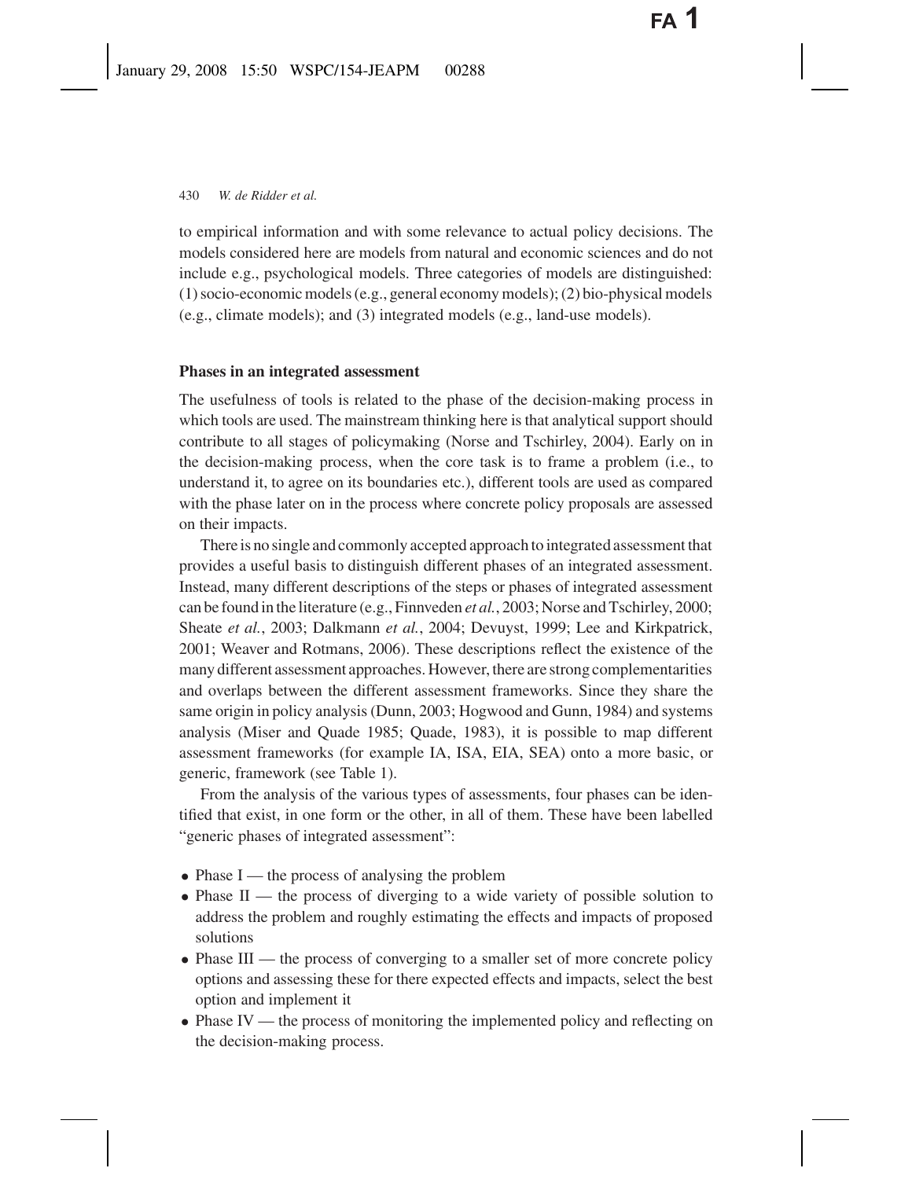to empirical information and with some relevance to actual policy decisions. The models considered here are models from natural and economic sciences and do not include e.g., psychological models. Three categories of models are distinguished: (1) socio-economic models (e.g., general economy models); (2) bio-physical models (e.g., climate models); and (3) integrated models (e.g., land-use models).

### Phases in an integrated assessment

The usefulness of tools is related to the phase of the decision-making process in which tools are used. The mainstream thinking here is that analytical support should contribute to all stages of policymaking (Norse and Tschirley, 2004). Early on in the decision-making process, when the core task is to frame a problem (i.e., to understand it, to agree on its boundaries etc.), different tools are used as compared with the phase later on in the process where concrete policy proposals are assessed on their impacts.

There is no single and commonly accepted approach to integrated assessment that provides a useful basis to distinguish different phases of an integrated assessment. Instead, many different descriptions of the steps or phases of integrated assessment can be found in the literature (e.g., Finnveden *et al.*, 2003; Norse and Tschirley, 2000; Sheate *et al.*, 2003; Dalkmann *et al.*, 2004; Devuyst, 1999; Lee and Kirkpatrick, 2001; Weaver and Rotmans, 2006). These descriptions reflect the existence of the many different assessment approaches. However, there are strong complementarities and overlaps between the different assessment frameworks. Since they share the same origin in policy analysis (Dunn, 2003; Hogwood and Gunn, 1984) and systems analysis (Miser and Quade 1985; Quade, 1983), it is possible to map different assessment frameworks (for example IA, ISA, EIA, SEA) onto a more basic, or generic, framework (see Table 1).

From the analysis of the various types of assessments, four phases can be identified that exist, in one form or the other, in all of them. These have been labelled "generic phases of integrated assessment":

- Phase I — the process of analysing the problem
- Phase II — the process of diverging to a wide variety of possible solution to address the problem and roughly estimating the effects and impacts of proposed solutions
- Phase III — the process of converging to a smaller set of more concrete policy options and assessing these for there expected effects and impacts, select the best option and implement it
- Phase IV — the process of monitoring the implemented policy and reflecting on the decision-making process.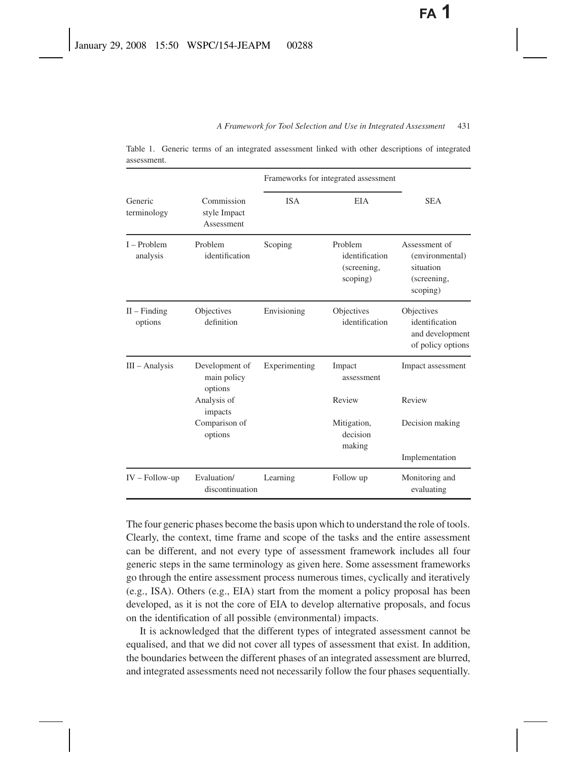Table 1. Generic terms of an integrated assessment linked with other descriptions of integrated assessment.

| Generic terminology | Commission style Impact Assessment | Frameworks for integrated assessment: ISA | Frameworks for integrated assessment: EIA | SEA |
|---|---|---|---|---|
| I – Problem analysis | Problem identification | Scoping | Problem identification (screening, scoping) | Assessment of (environmental) situation (screening, scoping) |
| II – Finding options | Objectives definition | Envisioning | Objectives identification | Objectives identification and development of policy options |
| III – Analysis | Development of main policy options | Experimenting | Impact assessment | Impact assessment |
| | Analysis of impacts | | Review | Review |
| | Comparison of options | | Mitigation, decision making | Decision making |
| | | | | Implementation |
| IV – Follow-up | Evaluation/ discontinuation | Learning | Follow up | Monitoring and evaluating |

The four generic phases become the basis upon which to understand the role of tools. Clearly, the context, time frame and scope of the tasks and the entire assessment can be different, and not every type of assessment framework includes all four generic steps in the same terminology as given here. Some assessment frameworks go through the entire assessment process numerous times, cyclically and iteratively (e.g., ISA). Others (e.g., EIA) start from the moment a policy proposal has been developed, as it is not the core of EIA to develop alternative proposals, and focus on the identification of all possible (environmental) impacts.

It is acknowledged that the different types of integrated assessment cannot be equalised, and that we did not cover all types of assessment that exist. In addition, the boundaries between the different phases of an integrated assessment are blurred, and integrated assessments need not necessarily follow the four phases sequentially.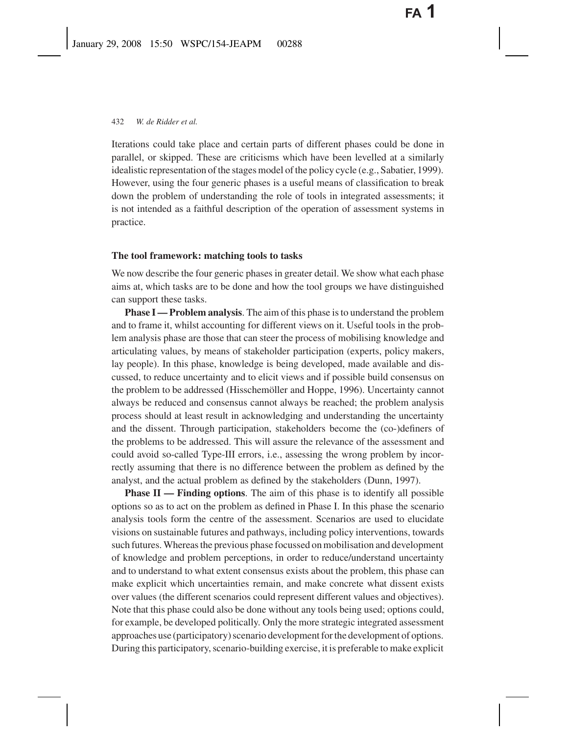Iterations could take place and certain parts of different phases could be done in parallel, or skipped. These are criticisms which have been levelled at a similarly idealistic representation of the stages model of the policy cycle (e.g., Sabatier, 1999). However, using the four generic phases is a useful means of classification to break down the problem of understanding the role of tools in integrated assessments; it is not intended as a faithful description of the operation of assessment systems in practice.

### The tool framework: matching tools to tasks

We now describe the four generic phases in greater detail. We show what each phase aims at, which tasks are to be done and how the tool groups we have distinguished can support these tasks.

**Phase I — Problem analysis**. The aim of this phase is to understand the problem and to frame it, whilst accounting for different views on it. Useful tools in the problem analysis phase are those that can steer the process of mobilising knowledge and articulating values, by means of stakeholder participation (experts, policy makers, lay people). In this phase, knowledge is being developed, made available and discussed, to reduce uncertainty and to elicit views and if possible build consensus on the problem to be addressed (Hisschemöller and Hoppe, 1996). Uncertainty cannot always be reduced and consensus cannot always be reached; the problem analysis process should at least result in acknowledging and understanding the uncertainty and the dissent. Through participation, stakeholders become the (co-)definers of the problems to be addressed. This will assure the relevance of the assessment and could avoid so-called Type-III errors, i.e., assessing the wrong problem by incorrectly assuming that there is no difference between the problem as defined by the analyst, and the actual problem as defined by the stakeholders (Dunn, 1997).

**Phase II — Finding options**. The aim of this phase is to identify all possible options so as to act on the problem as defined in Phase I. In this phase the scenario analysis tools form the centre of the assessment. Scenarios are used to elucidate visions on sustainable futures and pathways, including policy interventions, towards such futures. Whereas the previous phase focussed on mobilisation and development of knowledge and problem perceptions, in order to reduce/understand uncertainty and to understand to what extent consensus exists about the problem, this phase can make explicit which uncertainties remain, and make concrete what dissent exists over values (the different scenarios could represent different values and objectives). Note that this phase could also be done without any tools being used; options could, for example, be developed politically. Only the more strategic integrated assessment approaches use (participatory) scenario development for the development of options. During this participatory, scenario-building exercise, it is preferable to make explicit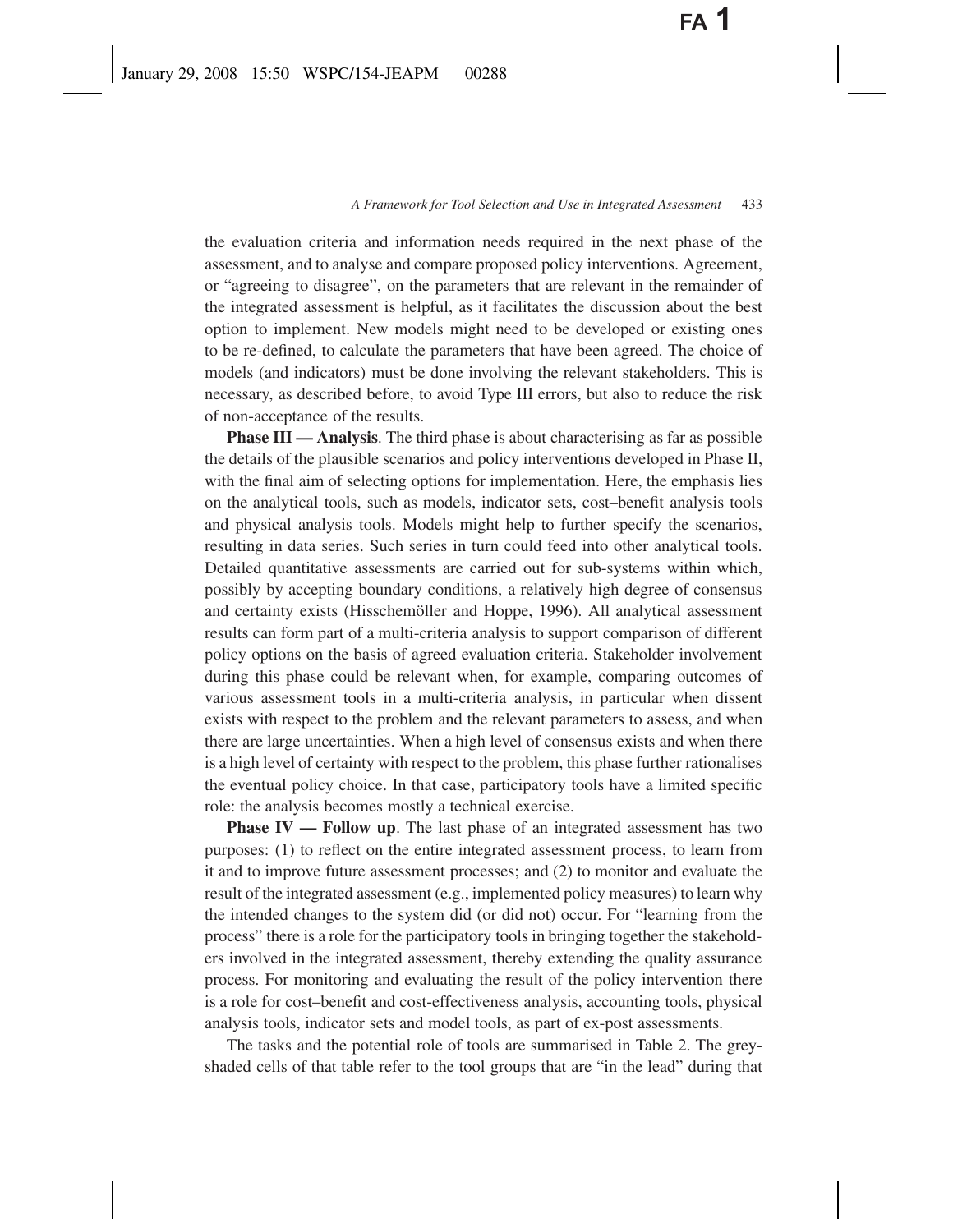the evaluation criteria and information needs required in the next phase of the assessment, and to analyse and compare proposed policy interventions. Agreement, or "agreeing to disagree", on the parameters that are relevant in the remainder of the integrated assessment is helpful, as it facilitates the discussion about the best option to implement. New models might need to be developed or existing ones to be re-defined, to calculate the parameters that have been agreed. The choice of models (and indicators) must be done involving the relevant stakeholders. This is necessary, as described before, to avoid Type III errors, but also to reduce the risk of non-acceptance of the results.

**Phase III — Analysis**. The third phase is about characterising as far as possible the details of the plausible scenarios and policy interventions developed in Phase II, with the final aim of selecting options for implementation. Here, the emphasis lies on the analytical tools, such as models, indicator sets, cost–benefit analysis tools and physical analysis tools. Models might help to further specify the scenarios, resulting in data series. Such series in turn could feed into other analytical tools. Detailed quantitative assessments are carried out for sub-systems within which, possibly by accepting boundary conditions, a relatively high degree of consensus and certainty exists (Hisschemöller and Hoppe, 1996). All analytical assessment results can form part of a multi-criteria analysis to support comparison of different policy options on the basis of agreed evaluation criteria. Stakeholder involvement during this phase could be relevant when, for example, comparing outcomes of various assessment tools in a multi-criteria analysis, in particular when dissent exists with respect to the problem and the relevant parameters to assess, and when there are large uncertainties. When a high level of consensus exists and when there is a high level of certainty with respect to the problem, this phase further rationalises the eventual policy choice. In that case, participatory tools have a limited specific role: the analysis becomes mostly a technical exercise.

**Phase IV — Follow up**. The last phase of an integrated assessment has two purposes: (1) to reflect on the entire integrated assessment process, to learn from it and to improve future assessment processes; and (2) to monitor and evaluate the result of the integrated assessment (e.g., implemented policy measures) to learn why the intended changes to the system did (or did not) occur. For "learning from the process" there is a role for the participatory tools in bringing together the stakeholders involved in the integrated assessment, thereby extending the quality assurance process. For monitoring and evaluating the result of the policy intervention there is a role for cost–benefit and cost-effectiveness analysis, accounting tools, physical analysis tools, indicator sets and model tools, as part of ex-post assessments.

The tasks and the potential role of tools are summarised in Table 2. The grey-shaded cells of that table refer to the tool groups that are "in the lead" during that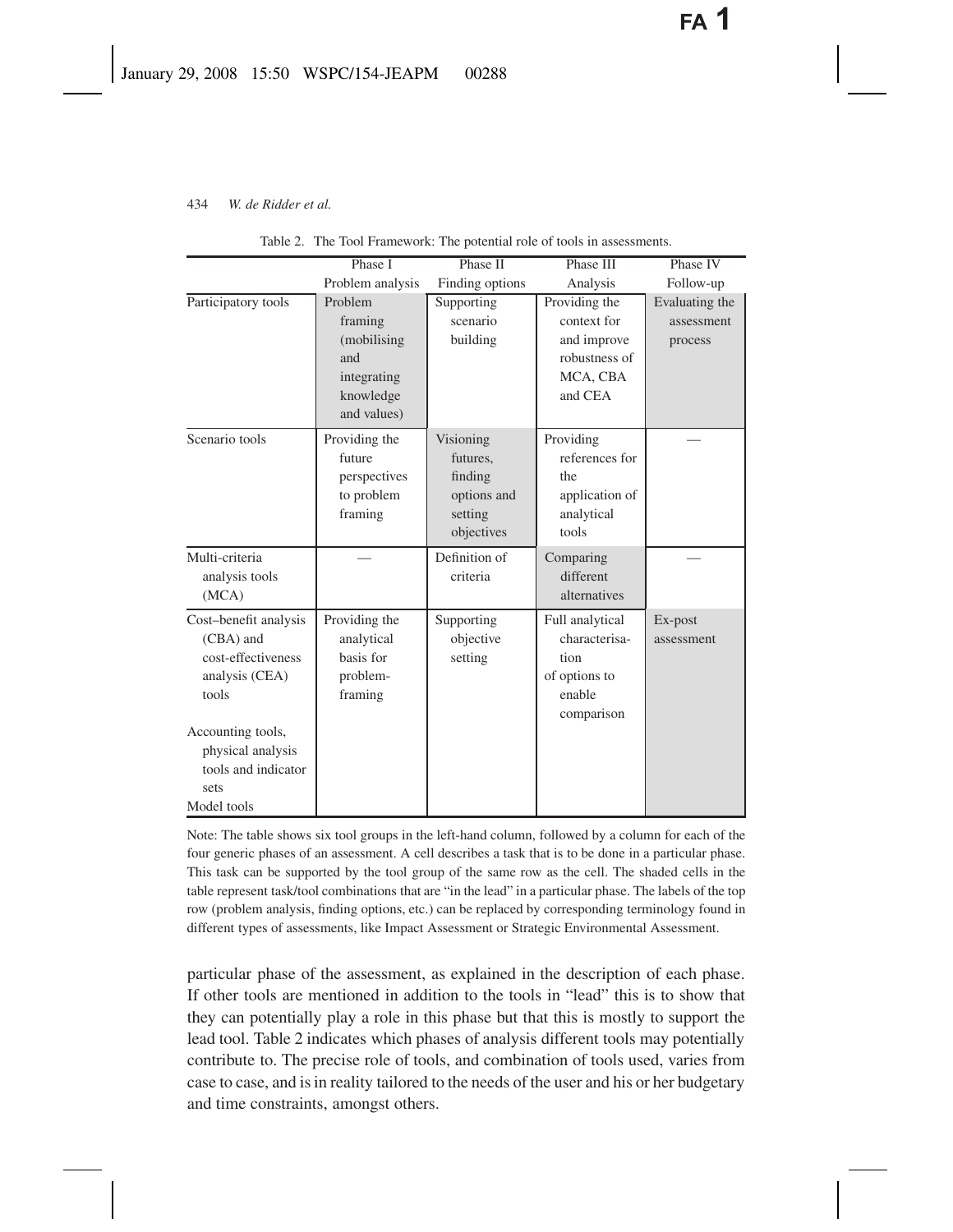Table 2. The Tool Framework: The potential role of tools in assessments.

| | Phase I Problem analysis | Phase II Finding options | Phase III Analysis | Phase IV Follow-up |
|---|---|---|---|---|
| Participatory tools | Problem framing (mobilising and integrating knowledge and values) | Supporting scenario building | Providing the context for and improve robustness of MCA, CBA and CEA | Evaluating the assessment process |
| Scenario tools | Providing the future perspectives to problem framing | Visioning futures, finding options and setting objectives | Providing references for the application of analytical tools | — |
| Multi-criteria analysis tools (MCA) | — | Definition of criteria | Comparing different alternatives | — |
| Cost–benefit analysis (CBA) and cost-effectiveness analysis (CEA) tools<br><br>Accounting tools, physical analysis tools and indicator sets<br>Model tools | Providing the analytical basis for problem-framing | Supporting objective setting | Full analytical characterisation of options to enable comparison | Ex-post assessment |

Note: The table shows six tool groups in the left-hand column, followed by a column for each of the four generic phases of an assessment. A cell describes a task that is to be done in a particular phase. This task can be supported by the tool group of the same row as the cell. The shaded cells in the table represent task/tool combinations that are "in the lead" in a particular phase. The labels of the top row (problem analysis, finding options, etc.) can be replaced by corresponding terminology found in different types of assessments, like Impact Assessment or Strategic Environmental Assessment.

particular phase of the assessment, as explained in the description of each phase. If other tools are mentioned in addition to the tools in "lead" this is to show that they can potentially play a role in this phase but that this is mostly to support the lead tool. Table 2 indicates which phases of analysis different tools may potentially contribute to. The precise role of tools, and combination of tools used, varies from case to case, and is in reality tailored to the needs of the user and his or her budgetary and time constraints, amongst others.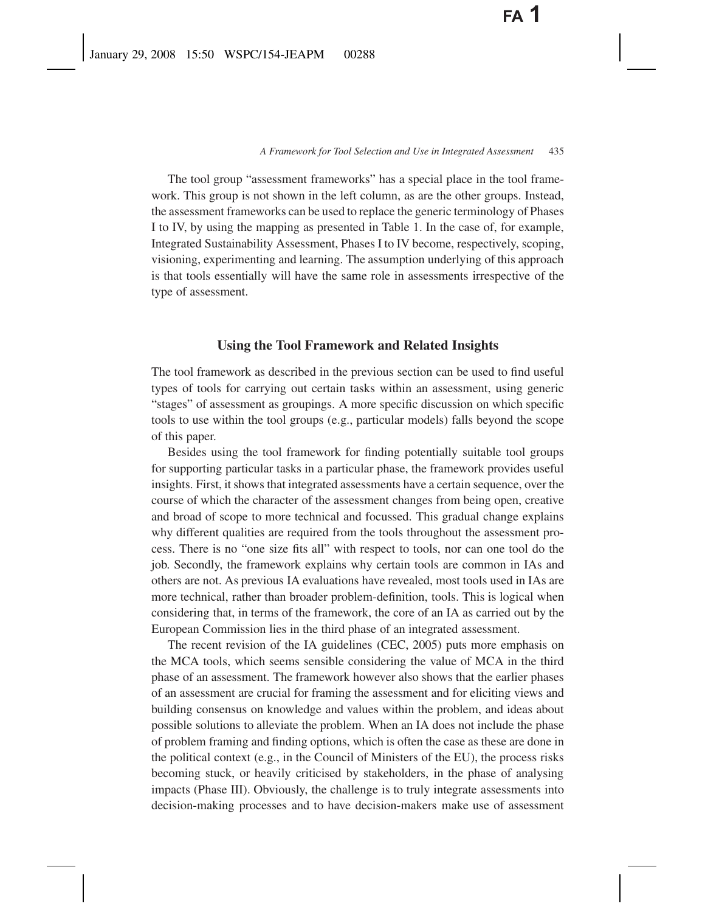The tool group "assessment frameworks" has a special place in the tool framework. This group is not shown in the left column, as are the other groups. Instead, the assessment frameworks can be used to replace the generic terminology of Phases I to IV, by using the mapping as presented in Table 1. In the case of, for example, Integrated Sustainability Assessment, Phases I to IV become, respectively, scoping, visioning, experimenting and learning. The assumption underlying of this approach is that tools essentially will have the same role in assessments irrespective of the type of assessment.

## Using the Tool Framework and Related Insights

The tool framework as described in the previous section can be used to find useful types of tools for carrying out certain tasks within an assessment, using generic "stages" of assessment as groupings. A more specific discussion on which specific tools to use within the tool groups (e.g., particular models) falls beyond the scope of this paper.

Besides using the tool framework for finding potentially suitable tool groups for supporting particular tasks in a particular phase, the framework provides useful insights. First, it shows that integrated assessments have a certain sequence, over the course of which the character of the assessment changes from being open, creative and broad of scope to more technical and focussed. This gradual change explains why different qualities are required from the tools throughout the assessment process. There is no "one size fits all" with respect to tools, nor can one tool do the job. Secondly, the framework explains why certain tools are common in IAs and others are not. As previous IA evaluations have revealed, most tools used in IAs are more technical, rather than broader problem-definition, tools. This is logical when considering that, in terms of the framework, the core of an IA as carried out by the European Commission lies in the third phase of an integrated assessment.

The recent revision of the IA guidelines (CEC, 2005) puts more emphasis on the MCA tools, which seems sensible considering the value of MCA in the third phase of an assessment. The framework however also shows that the earlier phases of an assessment are crucial for framing the assessment and for eliciting views and building consensus on knowledge and values within the problem, and ideas about possible solutions to alleviate the problem. When an IA does not include the phase of problem framing and finding options, which is often the case as these are done in the political context (e.g., in the Council of Ministers of the EU), the process risks becoming stuck, or heavily criticised by stakeholders, in the phase of analysing impacts (Phase III). Obviously, the challenge is to truly integrate assessments into decision-making processes and to have decision-makers make use of assessment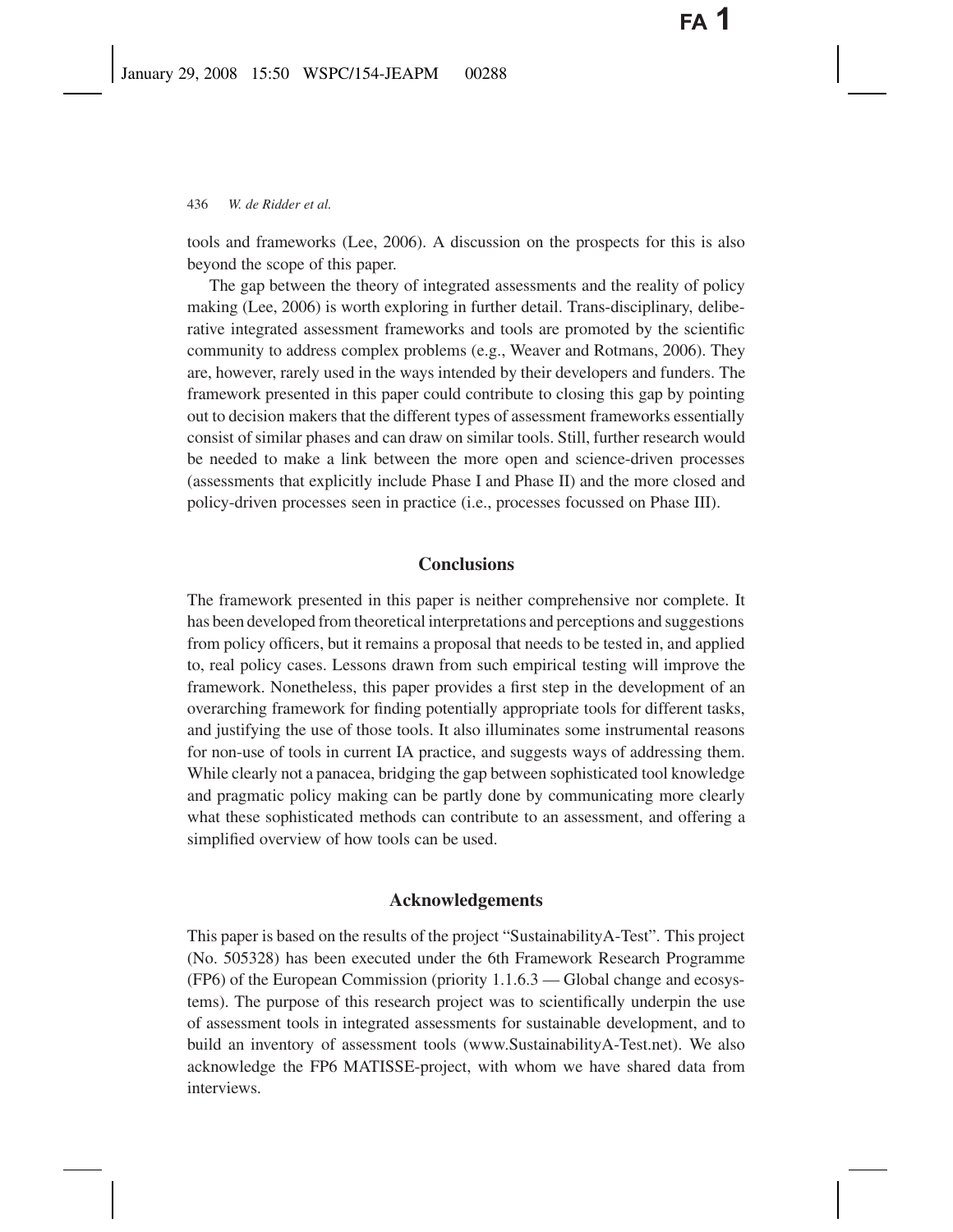tools and frameworks (Lee, 2006). A discussion on the prospects for this is also beyond the scope of this paper.

The gap between the theory of integrated assessments and the reality of policy making (Lee, 2006) is worth exploring in further detail. Trans-disciplinary, deliberative integrated assessment frameworks and tools are promoted by the scientific community to address complex problems (e.g., Weaver and Rotmans, 2006). They are, however, rarely used in the ways intended by their developers and funders. The framework presented in this paper could contribute to closing this gap by pointing out to decision makers that the different types of assessment frameworks essentially consist of similar phases and can draw on similar tools. Still, further research would be needed to make a link between the more open and science-driven processes (assessments that explicitly include Phase I and Phase II) and the more closed and policy-driven processes seen in practice (i.e., processes focussed on Phase III).

## Conclusions

The framework presented in this paper is neither comprehensive nor complete. It has been developed from theoretical interpretations and perceptions and suggestions from policy officers, but it remains a proposal that needs to be tested in, and applied to, real policy cases. Lessons drawn from such empirical testing will improve the framework. Nonetheless, this paper provides a first step in the development of an overarching framework for finding potentially appropriate tools for different tasks, and justifying the use of those tools. It also illuminates some instrumental reasons for non-use of tools in current IA practice, and suggests ways of addressing them. While clearly not a panacea, bridging the gap between sophisticated tool knowledge and pragmatic policy making can be partly done by communicating more clearly what these sophisticated methods can contribute to an assessment, and offering a simplified overview of how tools can be used.

## Acknowledgements

This paper is based on the results of the project "SustainabilityA-Test". This project (No. 505328) has been executed under the 6th Framework Research Programme (FP6) of the European Commission (priority 1.1.6.3 — Global change and ecosystems). The purpose of this research project was to scientifically underpin the use of assessment tools in integrated assessments for sustainable development, and to build an inventory of assessment tools (www.SustainabilityA-Test.net). We also acknowledge the FP6 MATISSE-project, with whom we have shared data from interviews.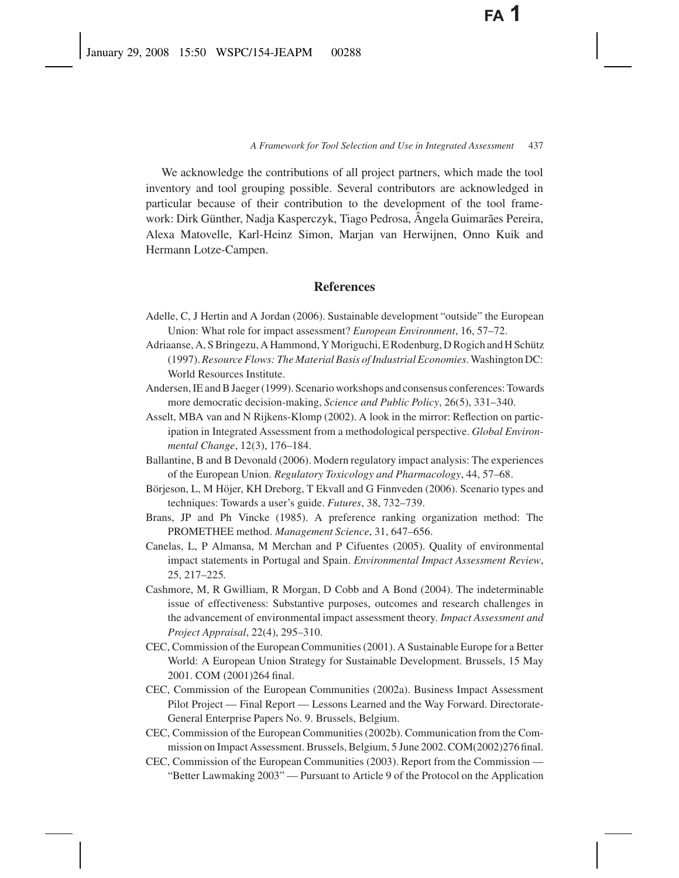We acknowledge the contributions of all project partners, which made the tool inventory and tool grouping possible. Several contributors are acknowledged in particular because of their contribution to the development of the tool framework: Dirk Günther, Nadja Kasperczyk, Tiago Pedrosa, Ângela Guimarães Pereira, Alexa Matovelle, Karl-Heinz Simon, Marjan van Herwijnen, Onno Kuik and Hermann Lotze-Campen.

## References

Adelle, C, J Hertin and A Jordan (2006). Sustainable development "outside" the European Union: What role for impact assessment? *European Environment*, 16, 57–72.

Adriaanse, A, S Bringezu, A Hammond, Y Moriguchi, E Rodenburg, D Rogich and H Schütz (1997). *Resource Flows: The Material Basis of Industrial Economies*. Washington DC: World Resources Institute.

Andersen, IE and B Jaeger (1999). Scenario workshops and consensus conferences: Towards more democratic decision-making, *Science and Public Policy*, 26(5), 331–340.

Asselt, MBA van and N Rijkens-Klomp (2002). A look in the mirror: Reflection on participation in Integrated Assessment from a methodological perspective. *Global Environmental Change*, 12(3), 176–184.

Ballantine, B and B Devonald (2006). Modern regulatory impact analysis: The experiences of the European Union. *Regulatory Toxicology and Pharmacology*, 44, 57–68.

Börjeson, L, M Höjer, KH Dreborg, T Ekvall and G Finnveden (2006). Scenario types and techniques: Towards a user's guide. *Futures*, 38, 732–739.

Brans, JP and Ph Vincke (1985). A preference ranking organization method: The PROMETHEE method. *Management Science*, 31, 647–656.

Canelas, L, P Almansa, M Merchan and P Cifuentes (2005). Quality of environmental impact statements in Portugal and Spain. *Environmental Impact Assessment Review*, 25, 217–225.

Cashmore, M, R Gwilliam, R Morgan, D Cobb and A Bond (2004). The indeterminable issue of effectiveness: Substantive purposes, outcomes and research challenges in the advancement of environmental impact assessment theory. *Impact Assessment and Project Appraisal*, 22(4), 295–310.

CEC, Commission of the European Communities (2001). A Sustainable Europe for a Better World: A European Union Strategy for Sustainable Development. Brussels, 15 May 2001. COM (2001)264 final.

CEC, Commission of the European Communities (2002a). Business Impact Assessment Pilot Project — Final Report — Lessons Learned and the Way Forward. Directorate-General Enterprise Papers No. 9. Brussels, Belgium.

CEC, Commission of the European Communities (2002b). Communication from the Commission on Impact Assessment. Brussels, Belgium, 5 June 2002. COM(2002)276 final.

CEC, Commission of the European Communities (2003). Report from the Commission — "Better Lawmaking 2003" — Pursuant to Article 9 of the Protocol on the Application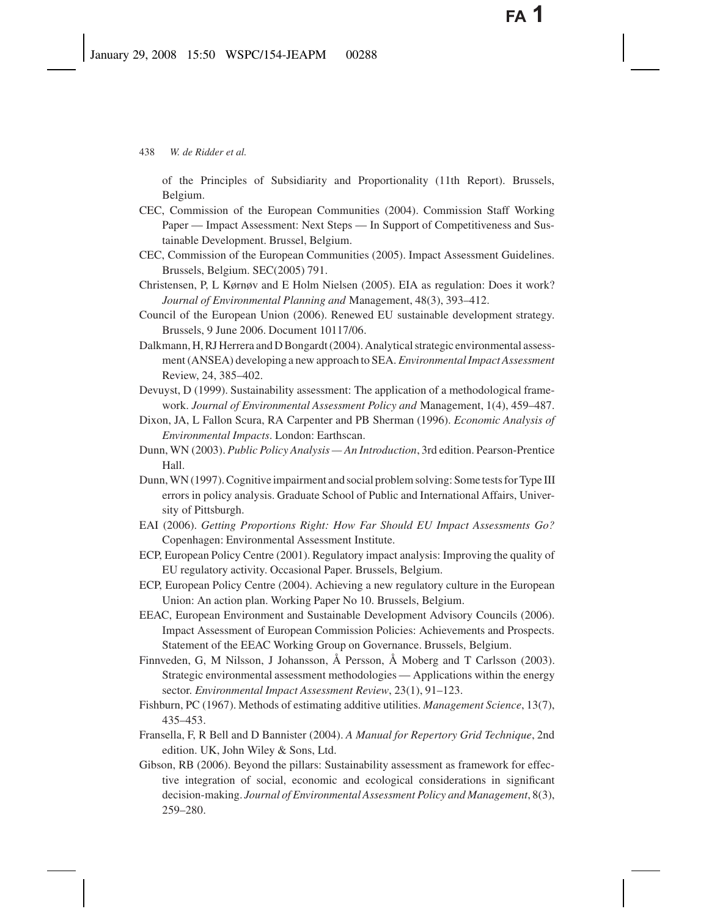of the Principles of Subsidiarity and Proportionality (11th Report). Brussels, Belgium.

CEC, Commission of the European Communities (2004). Commission Staff Working Paper — Impact Assessment: Next Steps — In Support of Competitiveness and Sustainable Development. Brussel, Belgium.

CEC, Commission of the European Communities (2005). Impact Assessment Guidelines. Brussels, Belgium. SEC(2005) 791.

Christensen, P, L Kørnøv and E Holm Nielsen (2005). EIA as regulation: Does it work? *Journal of Environmental Planning and* Management, 48(3), 393–412.

Council of the European Union (2006). Renewed EU sustainable development strategy. Brussels, 9 June 2006. Document 10117/06.

Dalkmann, H, RJ Herrera and D Bongardt (2004). Analytical strategic environmental assessment (ANSEA) developing a new approach to SEA. *Environmental Impact Assessment* Review, 24, 385–402.

Devuyst, D (1999). Sustainability assessment: The application of a methodological framework. *Journal of Environmental Assessment Policy and* Management, 1(4), 459–487.

Dixon, JA, L Fallon Scura, RA Carpenter and PB Sherman (1996). *Economic Analysis of Environmental Impacts*. London: Earthscan.

Dunn, WN (2003). *Public Policy Analysis — An Introduction*, 3rd edition. Pearson-Prentice Hall.

Dunn, WN (1997). Cognitive impairment and social problem solving: Some tests for Type III errors in policy analysis. Graduate School of Public and International Affairs, University of Pittsburgh.

EAI (2006). *Getting Proportions Right: How Far Should EU Impact Assessments Go?* Copenhagen: Environmental Assessment Institute.

ECP, European Policy Centre (2001). Regulatory impact analysis: Improving the quality of EU regulatory activity. Occasional Paper. Brussels, Belgium.

ECP, European Policy Centre (2004). Achieving a new regulatory culture in the European Union: An action plan. Working Paper No 10. Brussels, Belgium.

EEAC, European Environment and Sustainable Development Advisory Councils (2006). Impact Assessment of European Commission Policies: Achievements and Prospects. Statement of the EEAC Working Group on Governance. Brussels, Belgium.

Finnveden, G, M Nilsson, J Johansson, Å Persson, Å Moberg and T Carlsson (2003). Strategic environmental assessment methodologies — Applications within the energy sector. *Environmental Impact Assessment Review*, 23(1), 91–123.

Fishburn, PC (1967). Methods of estimating additive utilities. *Management Science*, 13(7), 435–453.

Fransella, F, R Bell and D Bannister (2004). *A Manual for Repertory Grid Technique*, 2nd edition. UK, John Wiley & Sons, Ltd.

Gibson, RB (2006). Beyond the pillars: Sustainability assessment as framework for effective integration of social, economic and ecological considerations in significant decision-making. *Journal of Environmental Assessment Policy and Management*, 8(3), 259–280.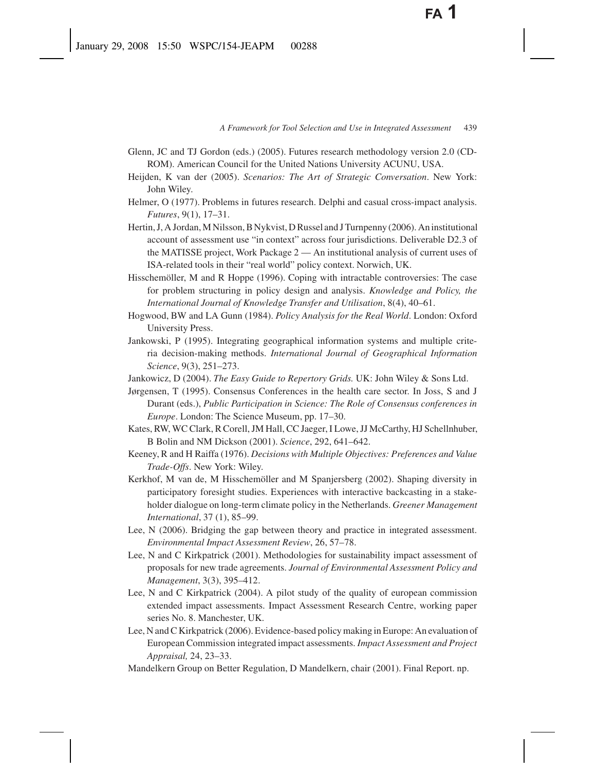Glenn, JC and TJ Gordon (eds.) (2005). Futures research methodology version 2.0 (CD-ROM). American Council for the United Nations University ACUNU, USA.

Heijden, K van der (2005). *Scenarios: The Art of Strategic Conversation*. New York: John Wiley.

Helmer, O (1977). Problems in futures research. Delphi and casual cross-impact analysis. *Futures*, 9(1), 17–31.

Hertin, J, A Jordan, M Nilsson, B Nykvist, D Russel and J Turnpenny (2006). An institutional account of assessment use "in context" across four jurisdictions. Deliverable D2.3 of the MATISSE project, Work Package 2 — An institutional analysis of current uses of ISA-related tools in their "real world" policy context. Norwich, UK.

Hisschemöller, M and R Hoppe (1996). Coping with intractable controversies: The case for problem structuring in policy design and analysis. *Knowledge and Policy, the International Journal of Knowledge Transfer and Utilisation*, 8(4), 40–61.

Hogwood, BW and LA Gunn (1984). *Policy Analysis for the Real World*. London: Oxford University Press.

Jankowski, P (1995). Integrating geographical information systems and multiple criteria decision-making methods. *International Journal of Geographical Information Science*, 9(3), 251–273.

Jankowicz, D (2004). *The Easy Guide to Repertory Grids.* UK: John Wiley & Sons Ltd.

Jørgensen, T (1995). Consensus Conferences in the health care sector. In Joss, S and J Durant (eds.), *Public Participation in Science: The Role of Consensus conferences in Europe*. London: The Science Museum, pp. 17–30.

Kates, RW, WC Clark, R Corell, JM Hall, CC Jaeger, I Lowe, JJ McCarthy, HJ Schellnhuber, B Bolin and NM Dickson (2001). *Science*, 292, 641–642.

Keeney, R and H Raiffa (1976). *Decisions with Multiple Objectives: Preferences and Value Trade-Offs*. New York: Wiley.

Kerkhof, M van de, M Hisschemöller and M Spanjersberg (2002). Shaping diversity in participatory foresight studies. Experiences with interactive backcasting in a stakeholder dialogue on long-term climate policy in the Netherlands. *Greener Management International*, 37 (1), 85–99.

Lee, N (2006). Bridging the gap between theory and practice in integrated assessment. *Environmental Impact Assessment Review*, 26, 57–78.

Lee, N and C Kirkpatrick (2001). Methodologies for sustainability impact assessment of proposals for new trade agreements. *Journal of Environmental Assessment Policy and Management*, 3(3), 395–412.

Lee, N and C Kirkpatrick (2004). A pilot study of the quality of european commission extended impact assessments. Impact Assessment Research Centre, working paper series No. 8. Manchester, UK.

Lee, N and C Kirkpatrick (2006). Evidence-based policy making in Europe: An evaluation of European Commission integrated impact assessments. *Impact Assessment and Project Appraisal,* 24, 23–33.

Mandelkern Group on Better Regulation, D Mandelkern, chair (2001). Final Report. np.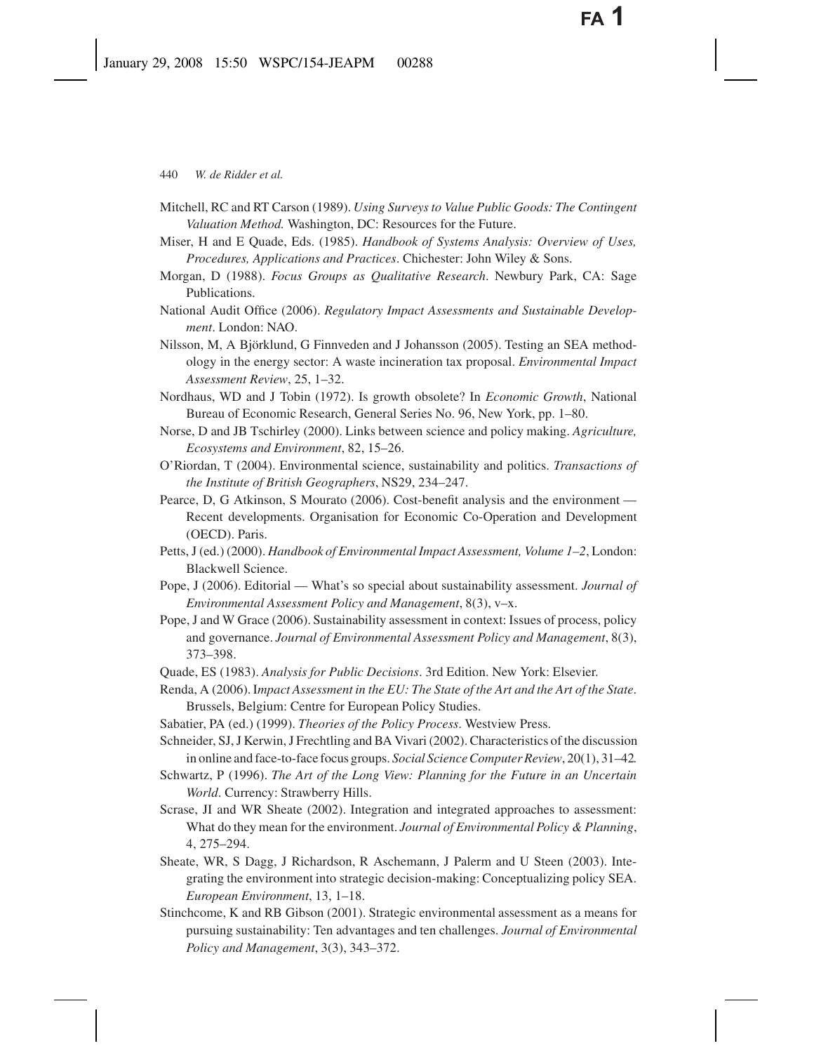Mitchell, RC and RT Carson (1989). *Using Surveys to Value Public Goods: The Contingent Valuation Method.* Washington, DC: Resources for the Future.

Miser, H and E Quade, Eds. (1985). *Handbook of Systems Analysis: Overview of Uses, Procedures, Applications and Practices*. Chichester: John Wiley & Sons.

Morgan, D (1988). *Focus Groups as Qualitative Research*. Newbury Park, CA: Sage Publications.

National Audit Office (2006). *Regulatory Impact Assessments and Sustainable Development*. London: NAO.

Nilsson, M, A Björklund, G Finnveden and J Johansson (2005). Testing an SEA methodology in the energy sector: A waste incineration tax proposal. *Environmental Impact Assessment Review*, 25, 1–32.

Nordhaus, WD and J Tobin (1972). Is growth obsolete? In *Economic Growth*, National Bureau of Economic Research, General Series No. 96, New York, pp. 1–80.

Norse, D and JB Tschirley (2000). Links between science and policy making. *Agriculture, Ecosystems and Environment*, 82, 15–26.

O'Riordan, T (2004). Environmental science, sustainability and politics. *Transactions of the Institute of British Geographers*, NS29, 234–247.

Pearce, D, G Atkinson, S Mourato (2006). Cost-benefit analysis and the environment — Recent developments. Organisation for Economic Co-Operation and Development (OECD). Paris.

Petts, J (ed.) (2000). *Handbook of Environmental Impact Assessment, Volume 1–2*, London: Blackwell Science.

Pope, J (2006). Editorial — What's so special about sustainability assessment. *Journal of Environmental Assessment Policy and Management*, 8(3), v–x.

Pope, J and W Grace (2006). Sustainability assessment in context: Issues of process, policy and governance. *Journal of Environmental Assessment Policy and Management*, 8(3), 373–398.

Quade, ES (1983). *Analysis for Public Decisions*. 3rd Edition. New York: Elsevier.

Renda, A (2006). I*mpact Assessment in the EU: The State of the Art and the Art of the State*. Brussels, Belgium: Centre for European Policy Studies.

Sabatier, PA (ed.) (1999). *Theories of the Policy Process*. Westview Press.

Schneider, SJ, J Kerwin, J Frechtling and BA Vivari (2002). Characteristics of the discussion in online and face-to-face focus groups. *Social Science Computer Review*, 20(1), 31–42.

Schwartz, P (1996). *The Art of the Long View: Planning for the Future in an Uncertain World*. Currency: Strawberry Hills.

Scrase, JI and WR Sheate (2002). Integration and integrated approaches to assessment: What do they mean for the environment. *Journal of Environmental Policy & Planning*, 4, 275–294.

Sheate, WR, S Dagg, J Richardson, R Aschemann, J Palerm and U Steen (2003). Integrating the environment into strategic decision-making: Conceptualizing policy SEA. *European Environment*, 13, 1–18.

Stinchcome, K and RB Gibson (2001). Strategic environmental assessment as a means for pursuing sustainability: Ten advantages and ten challenges. *Journal of Environmental Policy and Management*, 3(3), 343–372.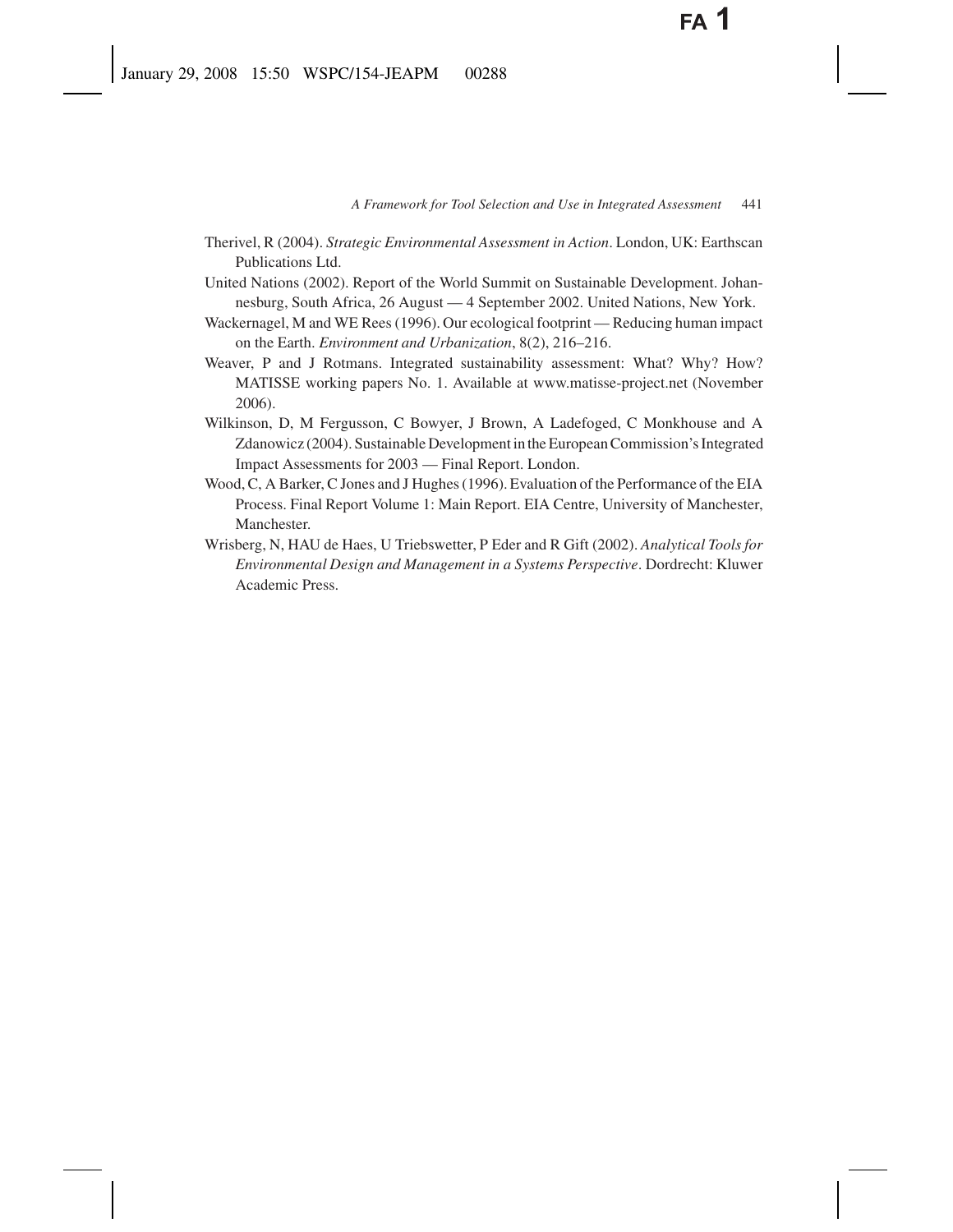Therivel, R (2004). *Strategic Environmental Assessment in Action*. London, UK: Earthscan Publications Ltd.

United Nations (2002). Report of the World Summit on Sustainable Development. Johannesburg, South Africa, 26 August — 4 September 2002. United Nations, New York.

Wackernagel, M and WE Rees (1996). Our ecological footprint — Reducing human impact on the Earth. *Environment and Urbanization*, 8(2), 216–216.

Weaver, P and J Rotmans. Integrated sustainability assessment: What? Why? How? MATISSE working papers No. 1. Available at www.matisse-project.net (November 2006).

Wilkinson, D, M Fergusson, C Bowyer, J Brown, A Ladefoged, C Monkhouse and A Zdanowicz (2004). Sustainable Development in the European Commission's Integrated Impact Assessments for 2003 — Final Report. London.

Wood, C, A Barker, C Jones and J Hughes (1996). Evaluation of the Performance of the EIA Process. Final Report Volume 1: Main Report. EIA Centre, University of Manchester, Manchester.

Wrisberg, N, HAU de Haes, U Triebswetter, P Eder and R Gift (2002). *Analytical Tools for Environmental Design and Management in a Systems Perspective*. Dordrecht: Kluwer Academic Press.